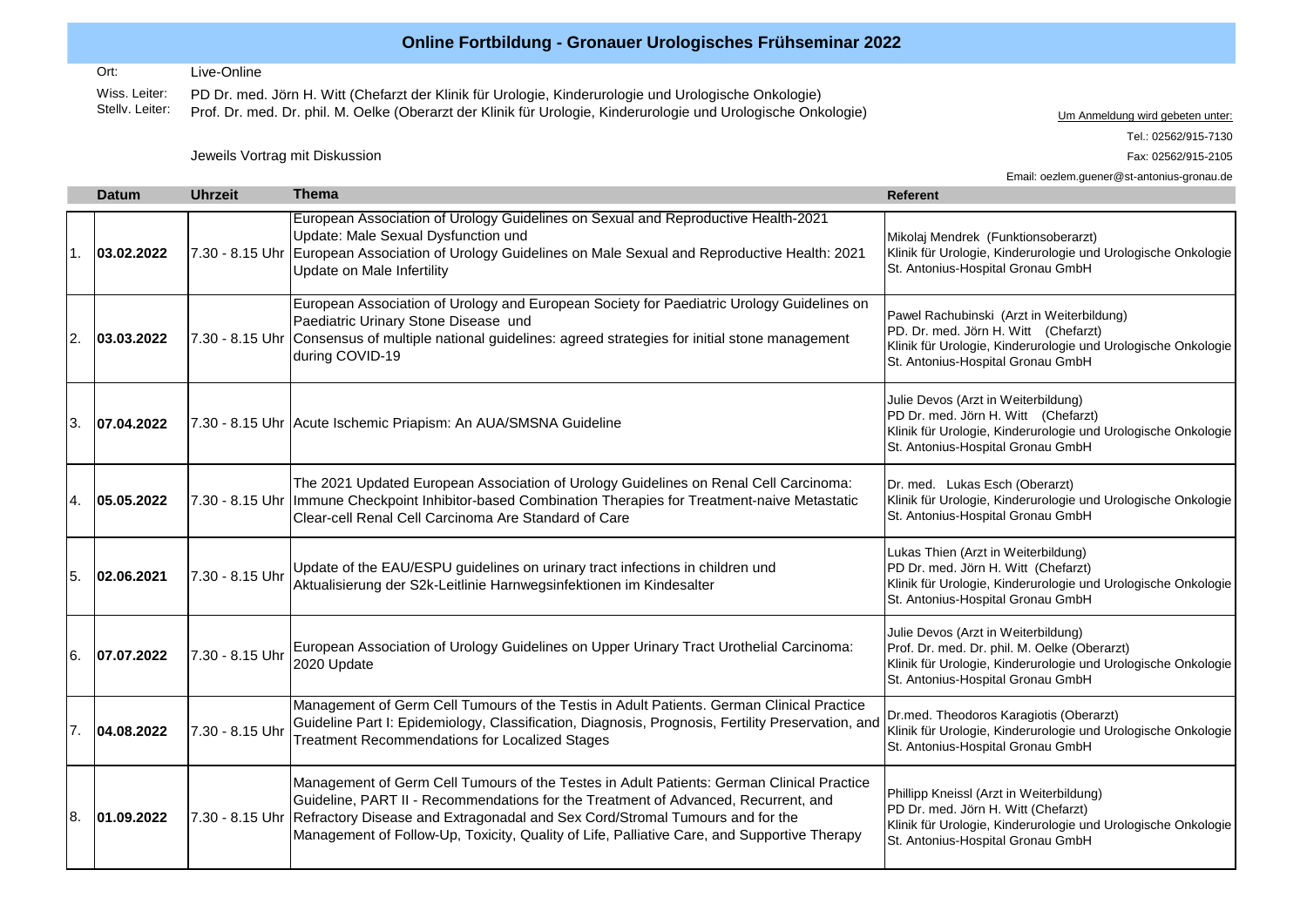# Online Fortbildung - Gronauer Urologisches Frühseminar 2022

Ort: Live-Online

Wiss. Leiter: PD Dr. med. Jörn H. Witt (Chefarzt der Klinik für Urologie, Kinderurologie und Urologische Onkologie)

Stellv. Leiter: Prof. Dr. med. Dr. phil. M. Oelke (Oberarzt der Klinik für Urologie, Kinderurologie und Urologische Onkologie)

Jeweils Vortrag mit Diskussion

Um Anmeldung wird gebeten unter:

Tel.: 02562/915-7130

Fax: 02562/915-2105

Email: oezlem.guener@st-antonius-gronau.de

| | Datum | Uhrzeit | Thema | Referent |
|---|---|---|---|---|
| 1. | **03.02.2022** | 7.30 - 8.15 Uhr | European Association of Urology Guidelines on Sexual and Reproductive Health-2021 Update: Male Sexual Dysfunction und European Association of Urology Guidelines on Male Sexual and Reproductive Health: 2021 Update on Male Infertility | Mikolaj Mendrek (Funktionsoberarzt)<br>Klinik für Urologie, Kinderurologie und Urologische Onkologie<br>St. Antonius-Hospital Gronau GmbH |
| 2. | **03.03.2022** | 7.30 - 8.15 Uhr | European Association of Urology and European Society for Paediatric Urology Guidelines on Paediatric Urinary Stone Disease und Consensus of multiple national guidelines: agreed strategies for initial stone management during COVID-19 | Pawel Rachubinski (Arzt in Weiterbildung)<br>PD. Dr. med. Jörn H. Witt (Chefarzt)<br>Klinik für Urologie, Kinderurologie und Urologische Onkologie<br>St. Antonius-Hospital Gronau GmbH |
| 3. | **07.04.2022** | 7.30 - 8.15 Uhr | Acute Ischemic Priapism: An AUA/SMSNA Guideline | Julie Devos (Arzt in Weiterbildung)<br>PD Dr. med. Jörn H. Witt (Chefarzt)<br>Klinik für Urologie, Kinderurologie und Urologische Onkologie<br>St. Antonius-Hospital Gronau GmbH |
| 4. | **05.05.2022** | 7.30 - 8.15 Uhr | The 2021 Updated European Association of Urology Guidelines on Renal Cell Carcinoma: Immune Checkpoint Inhibitor-based Combination Therapies for Treatment-naive Metastatic Clear-cell Renal Cell Carcinoma Are Standard of Care | Dr. med. Lukas Esch (Oberarzt)<br>Klinik für Urologie, Kinderurologie und Urologische Onkologie<br>St. Antonius-Hospital Gronau GmbH |
| 5. | **02.06.2021** | 7.30 - 8.15 Uhr | Update of the EAU/ESPU guidelines on urinary tract infections in children und Aktualisierung der S2k-Leitlinie Harnwegsinfektionen im Kindesalter | Lukas Thien (Arzt in Weiterbildung)<br>PD Dr. med. Jörn H. Witt (Chefarzt)<br>Klinik für Urologie, Kinderurologie und Urologische Onkologie<br>St. Antonius-Hospital Gronau GmbH |
| 6. | **07.07.2022** | 7.30 - 8.15 Uhr | European Association of Urology Guidelines on Upper Urinary Tract Urothelial Carcinoma: 2020 Update | Julie Devos (Arzt in Weiterbildung)<br>Prof. Dr. med. Dr. phil. M. Oelke (Oberarzt)<br>Klinik für Urologie, Kinderurologie und Urologische Onkologie<br>St. Antonius-Hospital Gronau GmbH |
| 7. | **04.08.2022** | 7.30 - 8.15 Uhr | Management of Germ Cell Tumours of the Testis in Adult Patients. German Clinical Practice Guideline Part I: Epidemiology, Classification, Diagnosis, Prognosis, Fertility Preservation, and Treatment Recommendations for Localized Stages | Dr.med. Theodoros Karagiotis (Oberarzt)<br>Klinik für Urologie, Kinderurologie und Urologische Onkologie<br>St. Antonius-Hospital Gronau GmbH |
| 8. | **01.09.2022** | 7.30 - 8.15 Uhr | Management of Germ Cell Tumours of the Testes in Adult Patients: German Clinical Practice Guideline, PART II - Recommendations for the Treatment of Advanced, Recurrent, and Refractory Disease and Extragonadal and Sex Cord/Stromal Tumours and for the Management of Follow-Up, Toxicity, Quality of Life, Palliative Care, and Supportive Therapy | Phillipp Kneissl (Arzt in Weiterbildung)<br>PD Dr. med. Jörn H. Witt (Chefarzt)<br>Klinik für Urologie, Kinderurologie und Urologische Onkologie<br>St. Antonius-Hospital Gronau GmbH |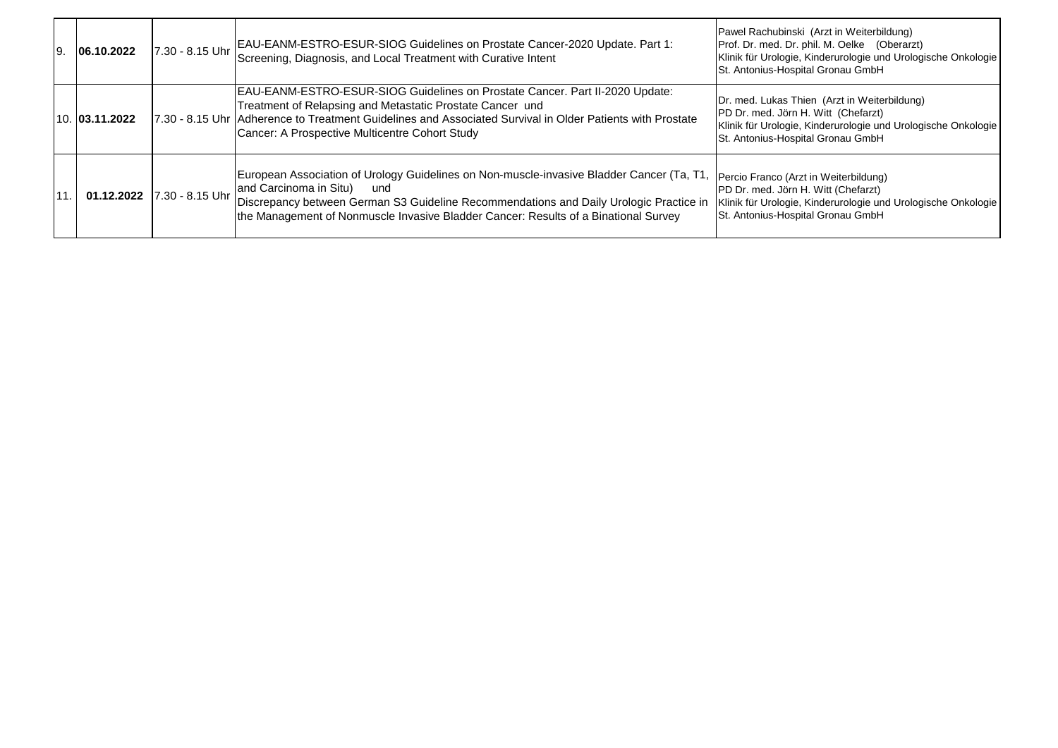| | | | | |
|---|---|---|---|---|
| 9. | **06.10.2022** | 7.30 - 8.15 Uhr | EAU-EANM-ESTRO-ESUR-SIOG Guidelines on Prostate Cancer-2020 Update. Part 1: Screening, Diagnosis, and Local Treatment with Curative Intent | Pawel Rachubinski (Arzt in Weiterbildung)<br>Prof. Dr. med. Dr. phil. M. Oelke (Oberarzt)<br>Klinik für Urologie, Kinderurologie und Urologische Onkologie<br>St. Antonius-Hospital Gronau GmbH |
| 10. | **03.11.2022** | 7.30 - 8.15 Uhr | EAU-EANM-ESTRO-ESUR-SIOG Guidelines on Prostate Cancer. Part II-2020 Update: Treatment of Relapsing and Metastatic Prostate Cancer und<br>Adherence to Treatment Guidelines and Associated Survival in Older Patients with Prostate Cancer: A Prospective Multicentre Cohort Study | Dr. med. Lukas Thien (Arzt in Weiterbildung)<br>PD Dr. med. Jörn H. Witt (Chefarzt)<br>Klinik für Urologie, Kinderurologie und Urologische Onkologie<br>St. Antonius-Hospital Gronau GmbH |
| 11. | **01.12.2022** | 7.30 - 8.15 Uhr | European Association of Urology Guidelines on Non-muscle-invasive Bladder Cancer (Ta, T1, and Carcinoma in Situ) und<br>Discrepancy between German S3 Guideline Recommendations and Daily Urologic Practice in the Management of Nonmuscle Invasive Bladder Cancer: Results of a Binational Survey | Percio Franco (Arzt in Weiterbildung)<br>PD Dr. med. Jörn H. Witt (Chefarzt)<br>Klinik für Urologie, Kinderurologie und Urologische Onkologie<br>St. Antonius-Hospital Gronau GmbH |